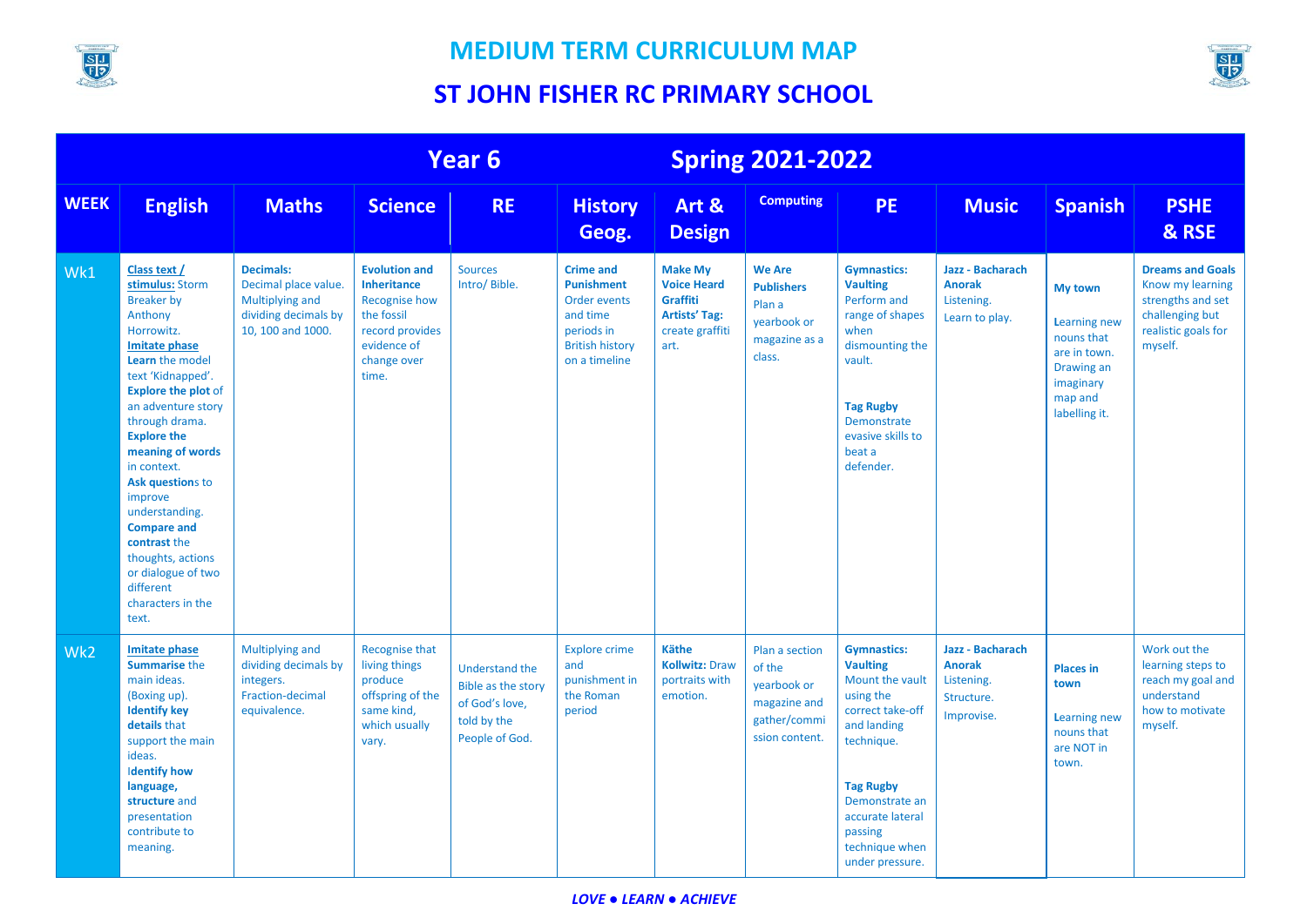# MEDIUM TERM CURRICULUM MAP

# ST JOHN FISHER RC PRIMARY SCHOOL

| Year 6 | | | | Spring 2021-2022 | | | | | | | |
|---|---|---|---|---|---|---|---|---|---|---|---|
| **WEEK** | **English** | **Maths** | **Science** | **RE** | **History Geog.** | **Art & Design** | **Computing** | **PE** | **Music** | **Spanish** | **PSHE & RSE** |
| Wk1 | **Class text / stimulus:** Storm Breaker by Anthony Horrowitz. **Imitate phase** **Learn** the model text 'Kidnapped'. **Explore the plot** of an adventure story through drama. **Explore the meaning of words** in context. **Ask questions** to improve understanding. **Compare and contrast** the thoughts, actions or dialogue of two different characters in the text. | **Decimals:** Decimal place value. Multiplying and dividing decimals by 10, 100 and 1000. | **Evolution and Inheritance** Recognise how the fossil record provides evidence of change over time. | Sources Intro/ Bible. | **Crime and Punishment** Order events and time periods in British history on a timeline | **Make My Voice Heard Graffiti Artists' Tag:** create graffiti art. | **We Are Publishers** Plan a yearbook or magazine as a class. | **Gymnastics: Vaulting** Perform and range of shapes when dismounting the vault. **Tag Rugby** Demonstrate evasive skills to beat a defender. | **Jazz - Bacharach Anorak** Listening. Learn to play. | **My town** Learning new nouns that are in town. Drawing an imaginary map and labelling it. | **Dreams and Goals** Know my learning strengths and set challenging but realistic goals for myself. |
| Wk2 | **Imitate phase** **Summarise** the main ideas. (Boxing up). **Identify key details** that support the main ideas. **Identify how language, structure** and presentation contribute to meaning. | Multiplying and dividing decimals by integers. Fraction-decimal equivalence. | Recognise that living things produce offspring of the same kind, which usually vary. | Understand the Bible as the story of God's love, told by the People of God. | Explore crime and punishment in the Roman period | **Käthe Kollwitz:** Draw portraits with emotion. | Plan a section of the yearbook or magazine and gather/commission content. | **Gymnastics: Vaulting** Mount the vault using the correct take-off and landing technique. **Tag Rugby** Demonstrate an accurate lateral passing technique when under pressure. | **Jazz - Bacharach Anorak** Listening. Structure. Improvise. | **Places in town** Learning new nouns that are NOT in town. | Work out the learning steps to reach my goal and understand how to motivate myself. |

*LOVE ● LEARN ● ACHIEVE*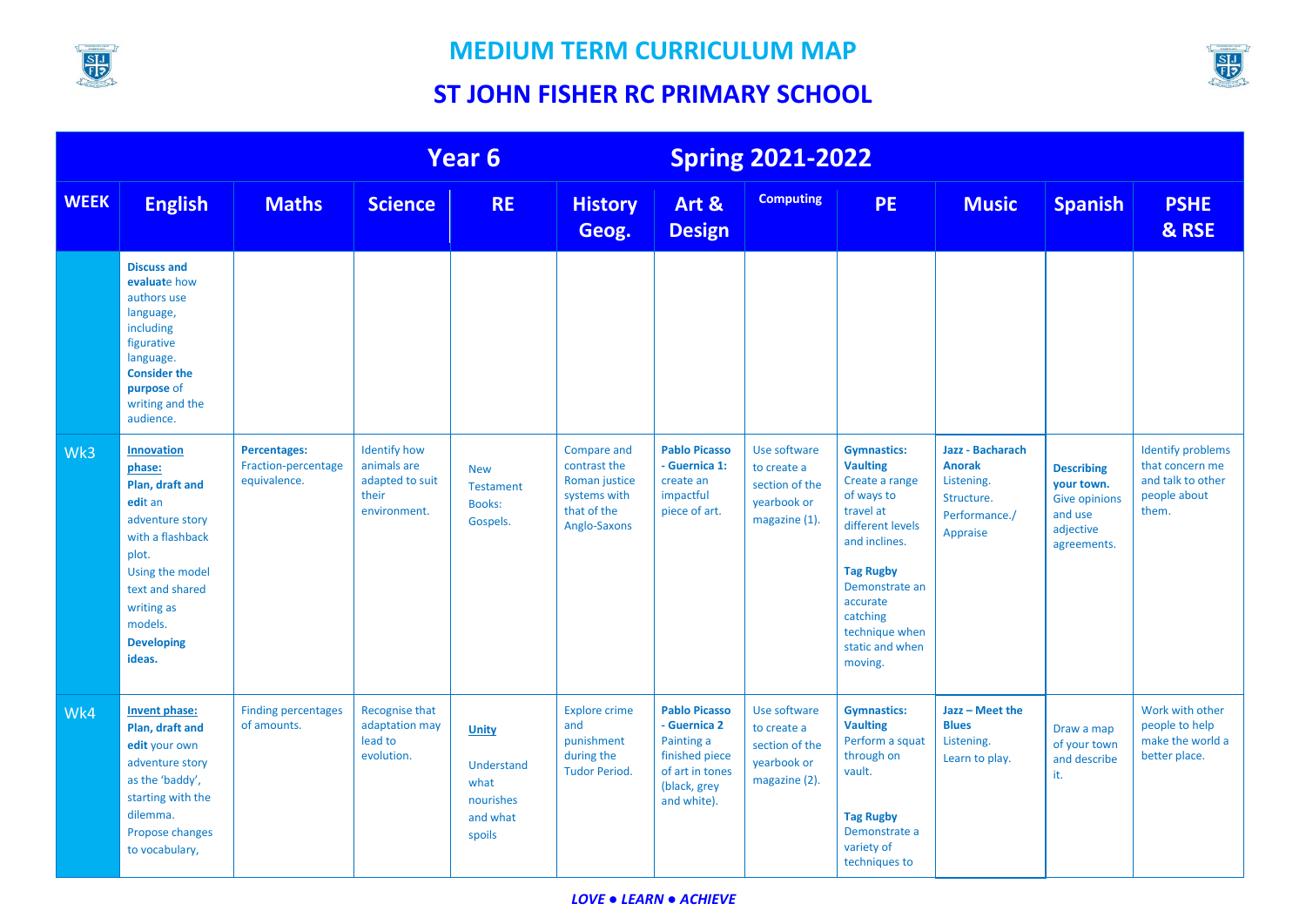# MEDIUM TERM CURRICULUM MAP

## ST JOHN FISHER RC PRIMARY SCHOOL

| Year 6 | | | | | Spring 2021-2022 | | | | | | |
|---|---|---|---|---|---|---|---|---|---|---|---|
| **WEEK** | **English** | **Maths** | **Science** | **RE** | **History Geog.** | **Art & Design** | **Computing** | **PE** | **Music** | **Spanish** | **PSHE & RSE** |
| | **Discuss and evaluate** how authors use language, including figurative language. **Consider the purpose** of writing and the audience. | | | | | | | | | | |
| Wk3 | **Innovation phase:** **Plan, draft and edit** an adventure story with a flashback plot. Using the model text and shared writing as models. **Developing ideas.** | **Percentages:** Fraction-percentage equivalence. | Identify how animals are adapted to suit their environment. | New Testament Books: Gospels. | Compare and contrast the Roman justice systems with that of the Anglo-Saxons | **Pablo Picasso - Guernica 1:** create an impactful piece of art. | Use software to create a section of the yearbook or magazine (1). | **Gymnastics: Vaulting** Create a range of ways to travel at different levels and inclines. **Tag Rugby** Demonstrate an accurate catching technique when static and when moving. | **Jazz - Bacharach Anorak** Listening. Structure. Performance./ Appraise | **Describing your town.** Give opinions and use adjective agreements. | Identify problems that concern me and talk to other people about them. |
| Wk4 | **Invent phase:** **Plan, draft and edit** your own adventure story as the 'baddy', starting with the dilemma. Propose changes to vocabulary, | Finding percentages of amounts. | Recognise that adaptation may lead to evolution. | **Unity** Understand what nourishes and what spoils | Explore crime and punishment during the Tudor Period. | **Pablo Picasso - Guernica 2** Painting a finished piece of art in tones (black, grey and white). | Use software to create a section of the yearbook or magazine (2). | **Gymnastics: Vaulting** Perform a squat through on vault. **Tag Rugby** Demonstrate a variety of techniques to | **Jazz – Meet the Blues** Listening. Learn to play. | Draw a map of your town and describe it. | Work with other people to help make the world a better place. |

*LOVE ● LEARN ● ACHIEVE*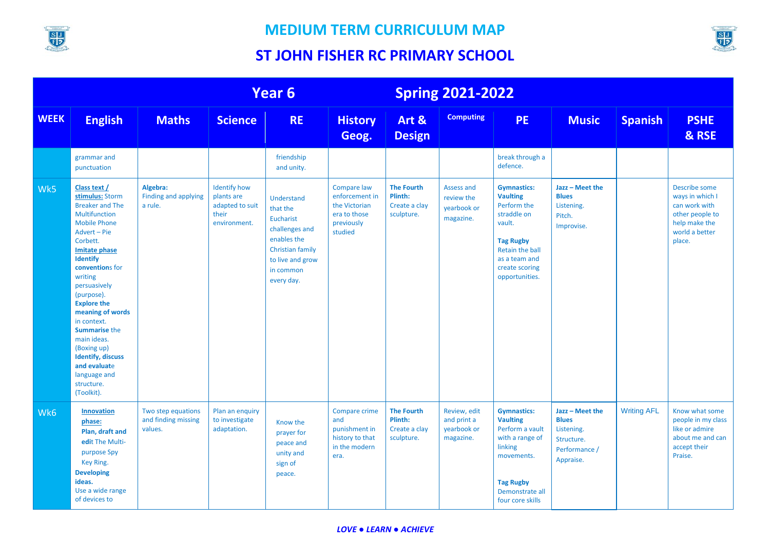# MEDIUM TERM CURRICULUM MAP

## ST JOHN FISHER RC PRIMARY SCHOOL

| Year 6 | | | | | Spring 2021-2022 | | | | | | |
|---|---|---|---|---|---|---|---|---|---|---|---|
| **WEEK** | **English** | **Maths** | **Science** | **RE** | **History Geog.** | **Art & Design** | **Computing** | **PE** | **Music** | **Spanish** | **PSHE & RSE** |
| | grammar and punctuation | | | friendship and unity. | | | | break through a defence. | | | |
| Wk5 | **Class text / stimulus:** Storm Breaker and The Multifunction Mobile Phone Advert – Pie Corbett. **Imitate phase** **Identify conventions** for writing persuasively (purpose). **Explore the meaning of words** in context. **Summarise** the main ideas. (Boxing up) **Identify, discuss and evaluate** language and structure. (Toolkit). | **Algebra:** Finding and applying a rule. | Identify how plants are adapted to suit their environment. | Understand that the Eucharist challenges and enables the Christian family to live and grow in common every day. | Compare law enforcement in the Victorian era to those previously studied | **The Fourth Plinth:** Create a clay sculpture. | Assess and review the yearbook or magazine. | **Gymnastics: Vaulting** Perform the straddle on vault. **Tag Rugby** Retain the ball as a team and create scoring opportunities. | **Jazz – Meet the Blues** Listening. Pitch. Improvise. | | Describe some ways in which I can work with other people to help make the world a better place. |
| Wk6 | **Innovation phase:** **Plan, draft and edit** The Multi-purpose Spy Key Ring. **Developing ideas.** Use a wide range of devices to | Two step equations and finding missing values. | Plan an enquiry to investigate adaptation. | Know the prayer for peace and unity and sign of peace. | Compare crime and punishment in history to that in the modern era. | **The Fourth Plinth:** Create a clay sculpture. | Review, edit and print a yearbook or magazine. | **Gymnastics: Vaulting** Perform a vault with a range of linking movements. **Tag Rugby** Demonstrate all four core skills | **Jazz – Meet the Blues** Listening. Structure. Performance / Appraise. | Writing AFL | Know what some people in my class like or admire about me and can accept their Praise. |

*LOVE ● LEARN ● ACHIEVE*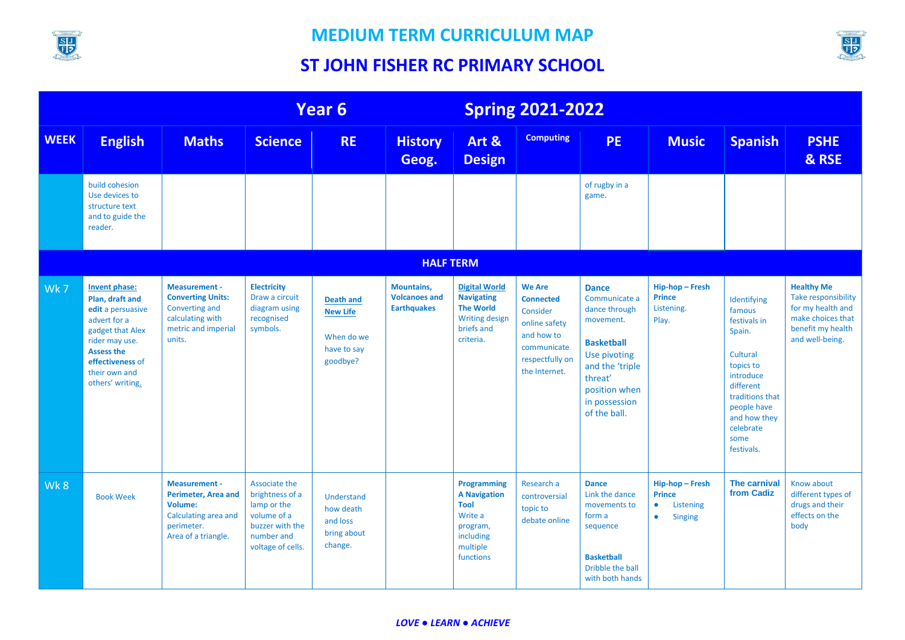# MEDIUM TERM CURRICULUM MAP

## ST JOHN FISHER RC PRIMARY SCHOOL

| Year 6 | | | | Spring 2021-2022 | | | | | | | |
|---|---|---|---|---|---|---|---|---|---|---|---|
| **WEEK** | **English** | **Maths** | **Science** | **RE** | **History Geog.** | **Art & Design** | **Computing** | **PE** | **Music** | **Spanish** | **PSHE & RSE** |
| | build cohesion Use devices to structure text and to guide the reader. | | | | | | | of rugby in a game. | | | |
| **HALF TERM** | | | | | | | | | | | |
| Wk 7 | **Invent phase:** **Plan, draft and edit** a persuasive advert for a gadget that Alex rider may use. **Assess the effectiveness** of their own and others' writing. | **Measurement - Converting Units:** Converting and calculating with metric and imperial units. | **Electricity** Draw a circuit diagram using recognised symbols. | **Death and New Life** When do we have to say goodbye? | **Mountains, Volcanoes and Earthquakes** | **Digital World Navigating The World** Writing design briefs and criteria. | **We Are Connected** Consider online safety and how to communicate respectfully on the Internet. | **Dance** Communicate a dance through movement. **Basketball** Use pivoting and the 'triple threat' position when in possession of the ball. | **Hip-hop – Fresh Prince** Listening. Play. | Identifying famous festivals in Spain. Cultural topics to introduce different traditions that people have and how they celebrate some festivals. | **Healthy Me** Take responsibility for my health and make choices that benefit my health and well-being. |
| Wk 8 | Book Week | **Measurement - Perimeter, Area and Volume:** Calculating area and perimeter. Area of a triangle. | Associate the brightness of a lamp or the volume of a buzzer with the number and voltage of cells. | Understand how death and loss bring about change. | | **Programming A Navigation Tool** Write a program, including multiple functions | Research a controversial topic to debate online | **Dance** Link the dance movements to form a sequence **Basketball** Dribble the ball with both hands | **Hip-hop – Fresh Prince** • Listening • Singing | **The carnival from Cadiz** | Know about different types of drugs and their effects on the body |

*LOVE ● LEARN ● ACHIEVE*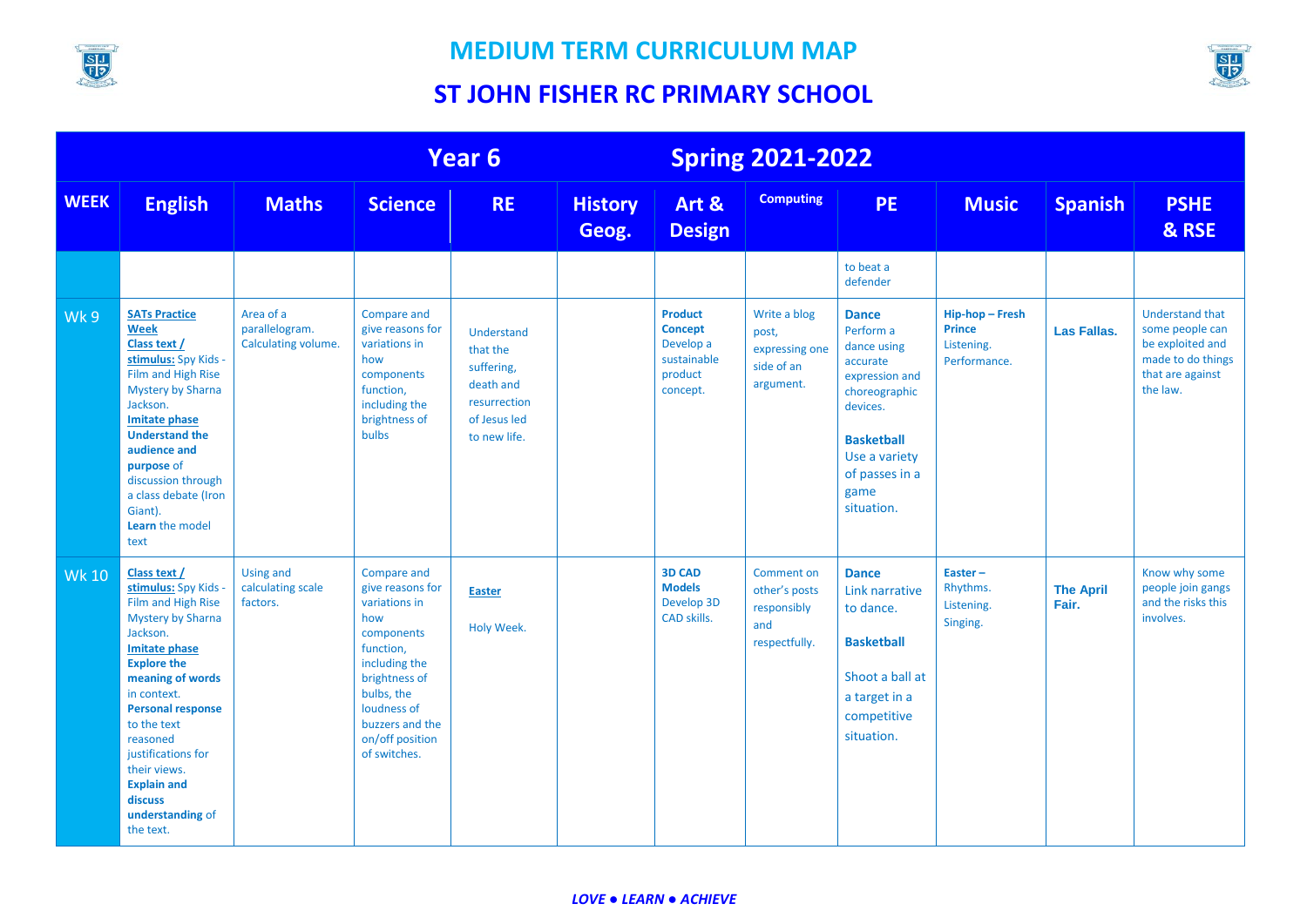# MEDIUM TERM CURRICULUM MAP

# ST JOHN FISHER RC PRIMARY SCHOOL

| Year 6 | | | | | Spring 2021-2022 | | | | | | |
|---|---|---|---|---|---|---|---|---|---|---|---|
| **WEEK** | **English** | **Maths** | **Science** | **RE** | **History Geog.** | **Art & Design** | **Computing** | **PE** | **Music** | **Spanish** | **PSHE & RSE** |
| | | | | | | | | to beat a defender | | | |
| Wk 9 | **SATs Practice Week** **Class text / stimulus:** Spy Kids - Film and High Rise Mystery by Sharna Jackson. **Imitate phase** **Understand the audience and purpose** of discussion through a class debate (Iron Giant). **Learn** the model text | Area of a parallelogram. Calculating volume. | Compare and give reasons for variations in how components function, including the brightness of bulbs | Understand that the suffering, death and resurrection of Jesus led to new life. | | **Product Concept** Develop a sustainable product concept. | Write a blog post, expressing one side of an argument. | **Dance** Perform a dance using accurate expression and choreographic devices. **Basketball** Use a variety of passes in a game situation. | **Hip-hop – Fresh Prince** Listening. Performance. | **Las Fallas.** | Understand that some people can be exploited and made to do things that are against the law. |
| Wk 10 | **Class text / stimulus:** Spy Kids - Film and High Rise Mystery by Sharna Jackson. **Imitate phase** **Explore the meaning of words** in context. **Personal response** to the text reasoned justifications for their views. **Explain and discuss understanding** of the text. | Using and calculating scale factors. | Compare and give reasons for variations in how components function, including the brightness of bulbs, the loudness of buzzers and the on/off position of switches. | **Easter** Holy Week. | | **3D CAD Models** Develop 3D CAD skills. | Comment on other's posts responsibly and respectfully. | **Dance** Link narrative to dance. **Basketball** Shoot a ball at a target in a competitive situation. | **Easter –** Rhythms. Listening. Singing. | **The April Fair.** | Know why some people join gangs and the risks this involves. |

*LOVE ● LEARN ● ACHIEVE*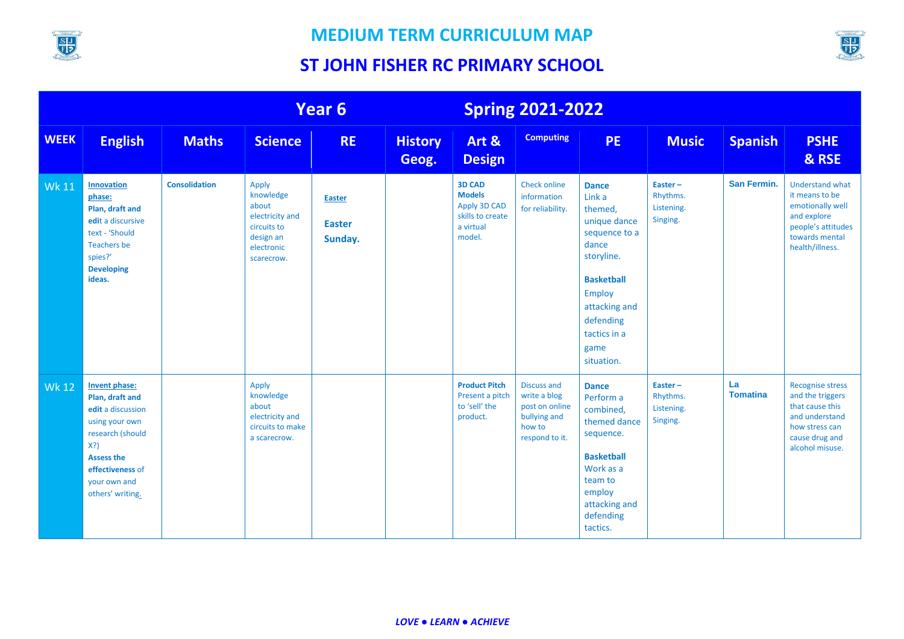# MEDIUM TERM CURRICULUM MAP

# ST JOHN FISHER RC PRIMARY SCHOOL

| Year 6 | | | | | | Spring 2021-2022 | | | | | |
|---|---|---|---|---|---|---|---|---|---|---|---|
| **WEEK** | **English** | **Maths** | **Science** | **RE** | **History Geog.** | **Art & Design** | **Computing** | **PE** | **Music** | **Spanish** | **PSHE & RSE** |
| Wk 11 | **Innovation phase:** **Plan, draft and edit** a discursive text - 'Should Teachers be spies?' **Developing ideas.** | **Consolidation** | Apply knowledge about electricity and circuits to design an electronic scarecrow. | **Easter** **Easter Sunday.** | | **3D CAD Models** Apply 3D CAD skills to create a virtual model. | Check online information for reliability. | **Dance** Link a themed, unique dance sequence to a dance storyline. **Basketball** Employ attacking and defending tactics in a game situation. | **Easter –** Rhythms. Listening. Singing. | **San Fermin.** | Understand what it means to be emotionally well and explore people's attitudes towards mental health/illness. |
| Wk 12 | **Invent phase:** **Plan, draft and edit** a discussion using your own research (should X?) **Assess the effectiveness** of your own and others' writing. | | Apply knowledge about electricity and circuits to make a scarecrow. | | | **Product Pitch** Present a pitch to 'sell' the product. | Discuss and write a blog post on online bullying and how to respond to it. | **Dance** Perform a combined, themed dance sequence. **Basketball** Work as a team to employ attacking and defending tactics. | **Easter –** Rhythms. Listening. Singing. | **La Tomatina** | Recognise stress and the triggers that cause this and understand how stress can cause drug and alcohol misuse. |

*LOVE ● LEARN ● ACHIEVE*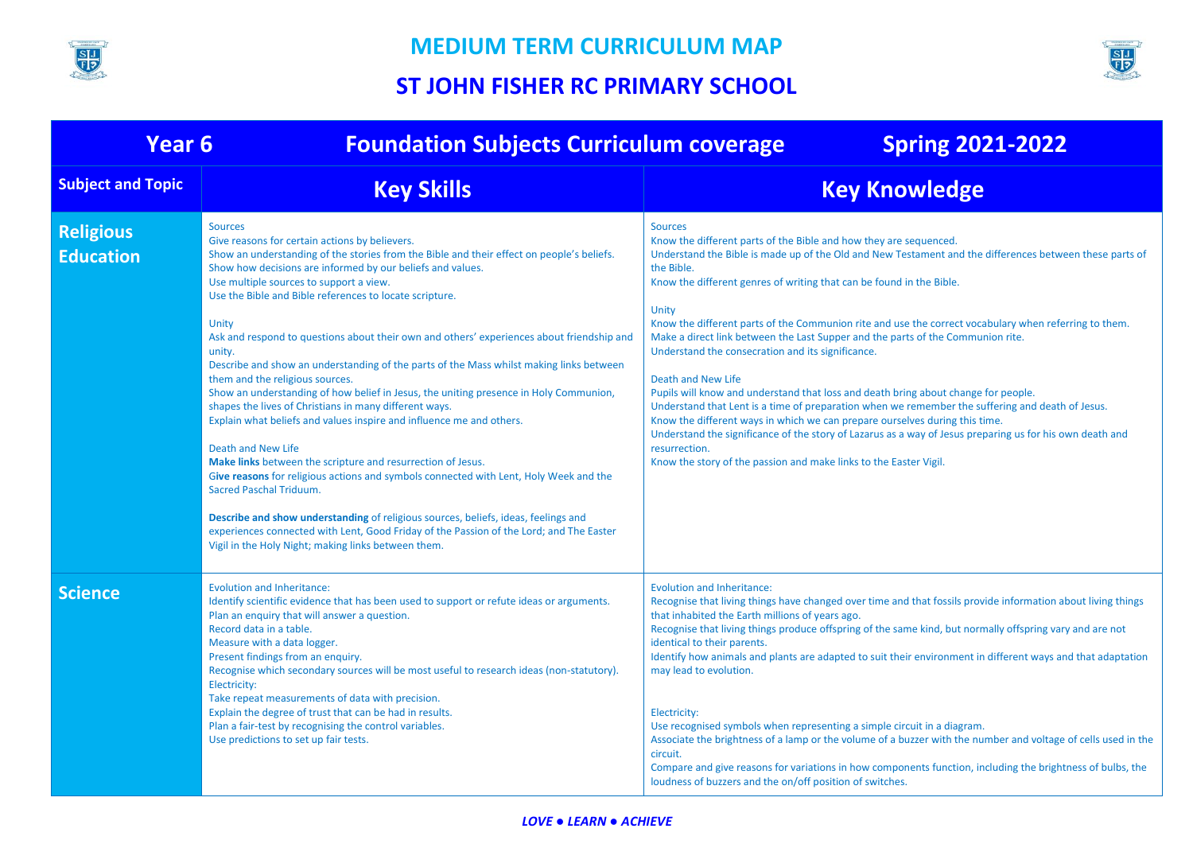# MEDIUM TERM CURRICULUM MAP

## ST JOHN FISHER RC PRIMARY SCHOOL

| Year 6 | Foundation Subjects Curriculum coverage Spring 2021-2022 | |
|---|---|---|
| **Subject and Topic** | **Key Skills** | **Key Knowledge** |
| **Religious Education** | Sources<br>Give reasons for certain actions by believers.<br>Show an understanding of the stories from the Bible and their effect on people's beliefs.<br>Show how decisions are informed by our beliefs and values.<br>Use multiple sources to support a view.<br>Use the Bible and Bible references to locate scripture.<br><br>Unity<br>Ask and respond to questions about their own and others' experiences about friendship and unity.<br>Describe and show an understanding of the parts of the Mass whilst making links between them and the religious sources.<br>Show an understanding of how belief in Jesus, the uniting presence in Holy Communion, shapes the lives of Christians in many different ways.<br>Explain what beliefs and values inspire and influence me and others.<br><br>Death and New Life<br>**Make links** between the scripture and resurrection of Jesus.<br>**Give reasons** for religious actions and symbols connected with Lent, Holy Week and the Sacred Paschal Triduum.<br><br>**Describe and show understanding** of religious sources, beliefs, ideas, feelings and experiences connected with Lent, Good Friday of the Passion of the Lord; and The Easter Vigil in the Holy Night; making links between them. | Sources<br>Know the different parts of the Bible and how they are sequenced.<br>Understand the Bible is made up of the Old and New Testament and the differences between these parts of the Bible.<br>Know the different genres of writing that can be found in the Bible.<br><br>Unity<br>Know the different parts of the Communion rite and use the correct vocabulary when referring to them.<br>Make a direct link between the Last Supper and the parts of the Communion rite.<br>Understand the consecration and its significance.<br><br>Death and New Life<br>Pupils will know and understand that loss and death bring about change for people.<br>Understand that Lent is a time of preparation when we remember the suffering and death of Jesus.<br>Know the different ways in which we can prepare ourselves during this time.<br>Understand the significance of the story of Lazarus as a way of Jesus preparing us for his own death and resurrection.<br>Know the story of the passion and make links to the Easter Vigil. |
| **Science** | Evolution and Inheritance:<br>Identify scientific evidence that has been used to support or refute ideas or arguments.<br>Plan an enquiry that will answer a question.<br>Record data in a table.<br>Measure with a data logger.<br>Present findings from an enquiry.<br>Recognise which secondary sources will be most useful to research ideas (non-statutory).<br>Electricity:<br>Take repeat measurements of data with precision.<br>Explain the degree of trust that can be had in results.<br>Plan a fair-test by recognising the control variables.<br>Use predictions to set up fair tests. | Evolution and Inheritance:<br>Recognise that living things have changed over time and that fossils provide information about living things that inhabited the Earth millions of years ago.<br>Recognise that living things produce offspring of the same kind, but normally offspring vary and are not identical to their parents.<br>Identify how animals and plants are adapted to suit their environment in different ways and that adaptation may lead to evolution.<br><br>Electricity:<br>Use recognised symbols when representing a simple circuit in a diagram.<br>Associate the brightness of a lamp or the volume of a buzzer with the number and voltage of cells used in the circuit.<br>Compare and give reasons for variations in how components function, including the brightness of bulbs, the loudness of buzzers and the on/off position of switches. |

*LOVE ● LEARN ● ACHIEVE*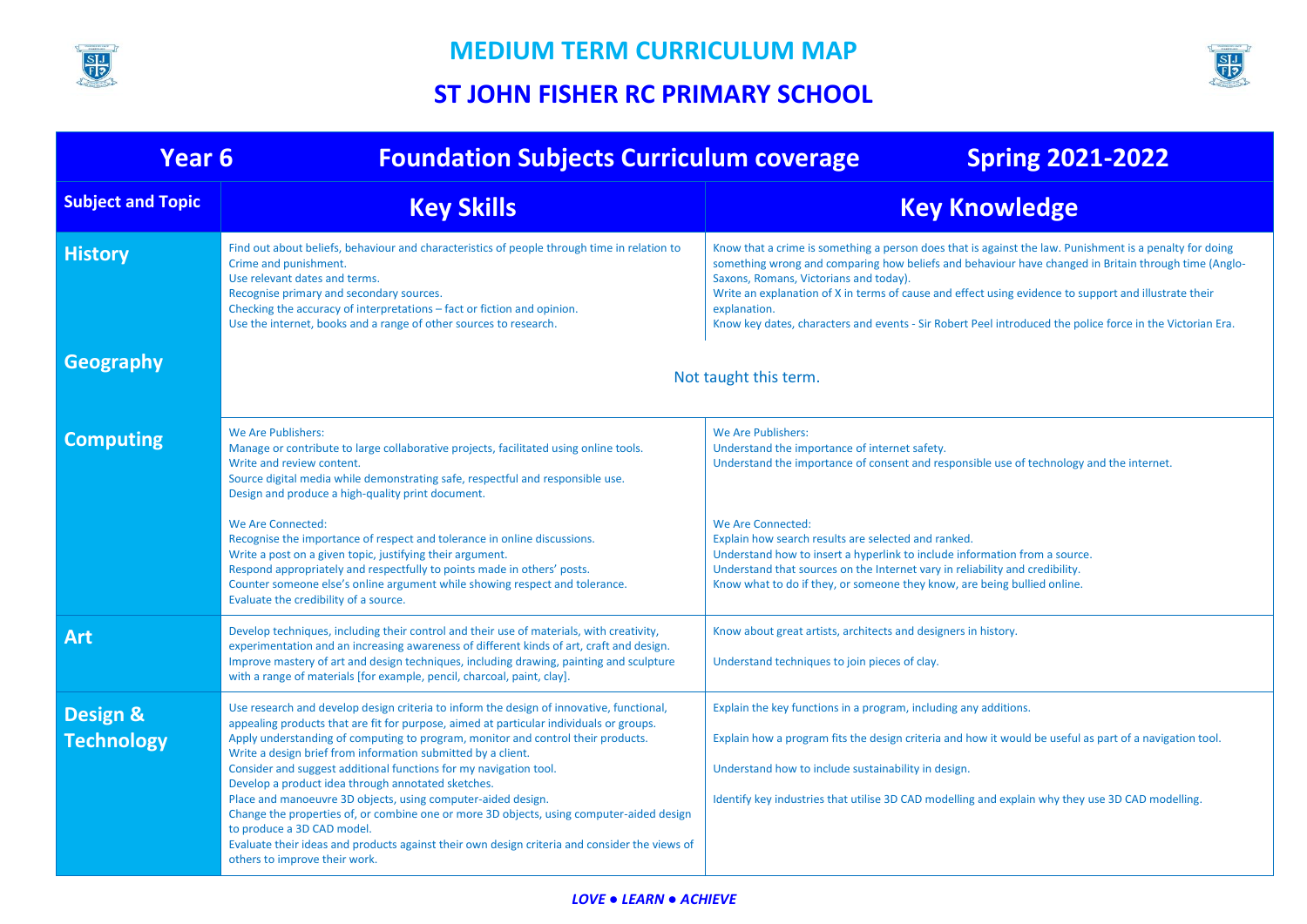# MEDIUM TERM CURRICULUM MAP

## ST JOHN FISHER RC PRIMARY SCHOOL

| Year 6 | Foundation Subjects Curriculum coverage | Spring 2021-2022 |
|---|---|---|
| **Subject and Topic** | **Key Skills** | **Key Knowledge** |
| **History** | Find out about beliefs, behaviour and characteristics of people through time in relation to Crime and punishment.<br>Use relevant dates and terms.<br>Recognise primary and secondary sources.<br>Checking the accuracy of interpretations – fact or fiction and opinion.<br>Use the internet, books and a range of other sources to research. | Know that a crime is something a person does that is against the law. Punishment is a penalty for doing something wrong and comparing how beliefs and behaviour have changed in Britain through time (Anglo-Saxons, Romans, Victorians and today).<br>Write an explanation of X in terms of cause and effect using evidence to support and illustrate their explanation.<br>Know key dates, characters and events - Sir Robert Peel introduced the police force in the Victorian Era. |
| **Geography** | Not taught this term. | |
| **Computing** | We Are Publishers:<br>Manage or contribute to large collaborative projects, facilitated using online tools.<br>Write and review content.<br>Source digital media while demonstrating safe, respectful and responsible use.<br>Design and produce a high-quality print document.<br><br>We Are Connected:<br>Recognise the importance of respect and tolerance in online discussions.<br>Write a post on a given topic, justifying their argument.<br>Respond appropriately and respectfully to points made in others' posts.<br>Counter someone else's online argument while showing respect and tolerance.<br>Evaluate the credibility of a source. | We Are Publishers:<br>Understand the importance of internet safety.<br>Understand the importance of consent and responsible use of technology and the internet.<br><br>We Are Connected:<br>Explain how search results are selected and ranked.<br>Understand how to insert a hyperlink to include information from a source.<br>Understand that sources on the Internet vary in reliability and credibility.<br>Know what to do if they, or someone they know, are being bullied online. |
| **Art** | Develop techniques, including their control and their use of materials, with creativity, experimentation and an increasing awareness of different kinds of art, craft and design.<br>Improve mastery of art and design techniques, including drawing, painting and sculpture with a range of materials [for example, pencil, charcoal, paint, clay]. | Know about great artists, architects and designers in history.<br><br>Understand techniques to join pieces of clay. |
| **Design & Technology** | Use research and develop design criteria to inform the design of innovative, functional, appealing products that are fit for purpose, aimed at particular individuals or groups.<br>Apply understanding of computing to program, monitor and control their products.<br>Write a design brief from information submitted by a client.<br>Consider and suggest additional functions for my navigation tool.<br>Develop a product idea through annotated sketches.<br>Place and manoeuvre 3D objects, using computer-aided design.<br>Change the properties of, or combine one or more 3D objects, using computer-aided design to produce a 3D CAD model.<br>Evaluate their ideas and products against their own design criteria and consider the views of others to improve their work. | Explain the key functions in a program, including any additions.<br><br>Explain how a program fits the design criteria and how it would be useful as part of a navigation tool.<br><br>Understand how to include sustainability in design.<br><br>Identify key industries that utilise 3D CAD modelling and explain why they use 3D CAD modelling. |

*LOVE ● LEARN ● ACHIEVE*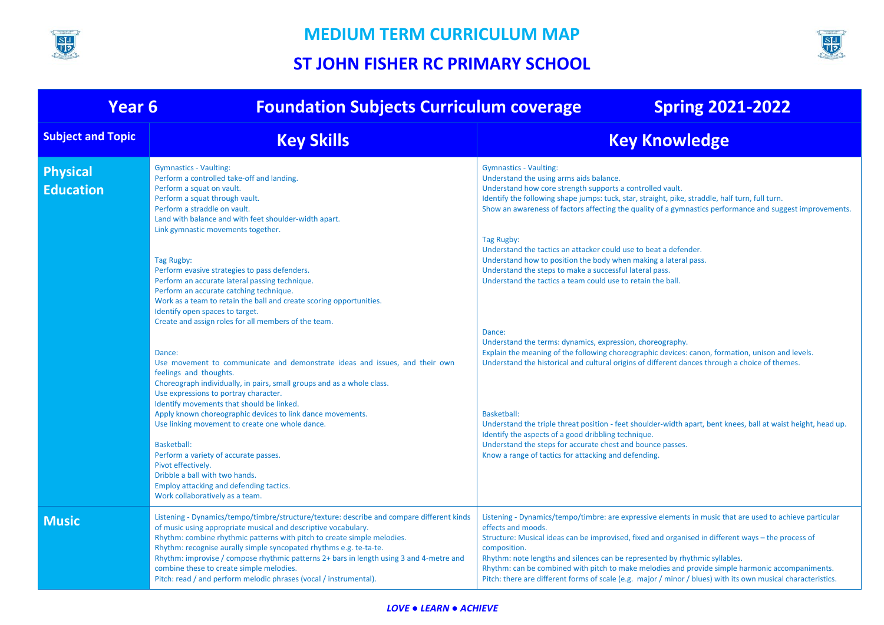# MEDIUM TERM CURRICULUM MAP

## ST JOHN FISHER RC PRIMARY SCHOOL

| Year 6 | Foundation Subjects Curriculum coverage | Spring 2021-2022 |
|---|---|---|
| **Subject and Topic** | **Key Skills** | **Key Knowledge** |
| **Physical Education** | Gymnastics - Vaulting:<br>Perform a controlled take-off and landing.<br>Perform a squat on vault.<br>Perform a squat through vault.<br>Perform a straddle on vault.<br>Land with balance and with feet shoulder-width apart.<br>Link gymnastic movements together.<br><br>Tag Rugby:<br>Perform evasive strategies to pass defenders.<br>Perform an accurate lateral passing technique.<br>Perform an accurate catching technique.<br>Work as a team to retain the ball and create scoring opportunities.<br>Identify open spaces to target.<br>Create and assign roles for all members of the team.<br><br>Dance:<br>Use movement to communicate and demonstrate ideas and issues, and their own feelings and thoughts.<br>Choreograph individually, in pairs, small groups and as a whole class.<br>Use expressions to portray character.<br>Identify movements that should be linked.<br>Apply known choreographic devices to link dance movements.<br>Use linking movement to create one whole dance.<br><br>Basketball:<br>Perform a variety of accurate passes.<br>Pivot effectively.<br>Dribble a ball with two hands.<br>Employ attacking and defending tactics.<br>Work collaboratively as a team. | Gymnastics - Vaulting:<br>Understand the using arms aids balance.<br>Understand how core strength supports a controlled vault.<br>Identify the following shape jumps: tuck, star, straight, pike, straddle, half turn, full turn.<br>Show an awareness of factors affecting the quality of a gymnastics performance and suggest improvements.<br><br>Tag Rugby:<br>Understand the tactics an attacker could use to beat a defender.<br>Understand how to position the body when making a lateral pass.<br>Understand the steps to make a successful lateral pass.<br>Understand the tactics a team could use to retain the ball.<br><br>Dance:<br>Understand the terms: dynamics, expression, choreography.<br>Explain the meaning of the following choreographic devices: canon, formation, unison and levels.<br>Understand the historical and cultural origins of different dances through a choice of themes.<br><br>Basketball:<br>Understand the triple threat position - feet shoulder-width apart, bent knees, ball at waist height, head up.<br>Identify the aspects of a good dribbling technique.<br>Understand the steps for accurate chest and bounce passes.<br>Know a range of tactics for attacking and defending. |
| **Music** | Listening - Dynamics/tempo/timbre/structure/texture: describe and compare different kinds of music using appropriate musical and descriptive vocabulary.<br>Rhythm: combine rhythmic patterns with pitch to create simple melodies.<br>Rhythm: recognise aurally simple syncopated rhythms e.g. te-ta-te.<br>Rhythm: improvise / compose rhythmic patterns 2+ bars in length using 3 and 4-metre and combine these to create simple melodies.<br>Pitch: read / and perform melodic phrases (vocal / instrumental). | Listening - Dynamics/tempo/timbre: are expressive elements in music that are used to achieve particular effects and moods.<br>Structure: Musical ideas can be improvised, fixed and organised in different ways – the process of composition.<br>Rhythm: note lengths and silences can be represented by rhythmic syllables.<br>Rhythm: can be combined with pitch to make melodies and provide simple harmonic accompaniments.<br>Pitch: there are different forms of scale (e.g. major / minor / blues) with its own musical characteristics. |

*LOVE ● LEARN ● ACHIEVE*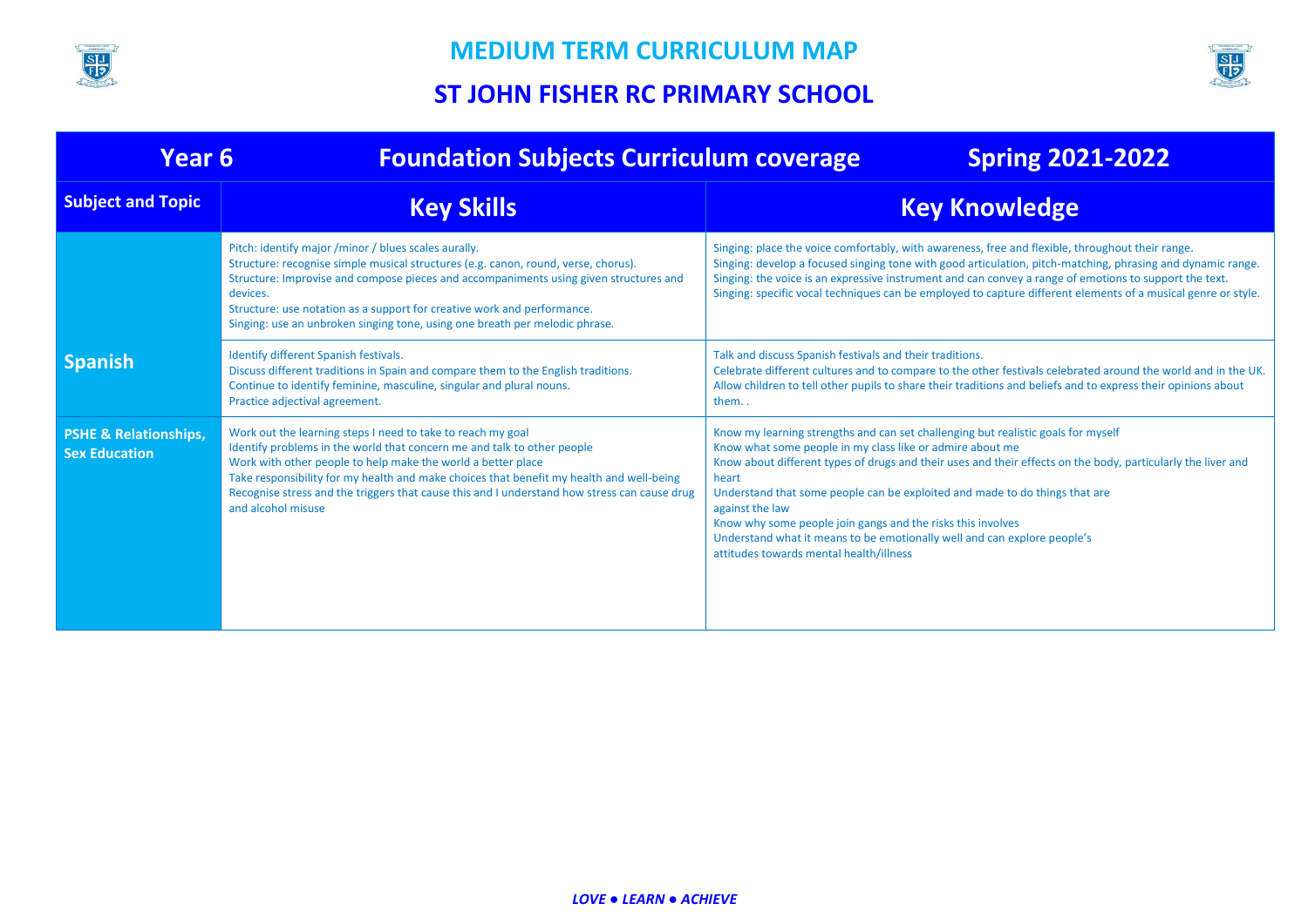# MEDIUM TERM CURRICULUM MAP

## ST JOHN FISHER RC PRIMARY SCHOOL

| Year 6 | Foundation Subjects Curriculum coverage | Spring 2021-2022 |
|---|---|---|
| **Subject and Topic** | **Key Skills** | **Key Knowledge** |
| **Spanish** | Pitch: identify major /minor / blues scales aurally.<br>Structure: recognise simple musical structures (e.g. canon, round, verse, chorus).<br>Structure: Improvise and compose pieces and accompaniments using given structures and devices.<br>Structure: use notation as a support for creative work and performance.<br>Singing: use an unbroken singing tone, using one breath per melodic phrase. | Singing: place the voice comfortably, with awareness, free and flexible, throughout their range.<br>Singing: develop a focused singing tone with good articulation, pitch-matching, phrasing and dynamic range.<br>Singing: the voice is an expressive instrument and can convey a range of emotions to support the text.<br>Singing: specific vocal techniques can be employed to capture different elements of a musical genre or style. |
| | Identify different Spanish festivals.<br>Discuss different traditions in Spain and compare them to the English traditions.<br>Continue to identify feminine, masculine, singular and plural nouns.<br>Practice adjectival agreement. | Talk and discuss Spanish festivals and their traditions.<br>Celebrate different cultures and to compare to the other festivals celebrated around the world and in the UK.<br>Allow children to tell other pupils to share their traditions and beliefs and to express their opinions about them. . |
| **PSHE & Relationships, Sex Education** | Work out the learning steps I need to take to reach my goal<br>Identify problems in the world that concern me and talk to other people<br>Work with other people to help make the world a better place<br>Take responsibility for my health and make choices that benefit my health and well-being<br>Recognise stress and the triggers that cause this and I understand how stress can cause drug and alcohol misuse | Know my learning strengths and can set challenging but realistic goals for myself<br>Know what some people in my class like or admire about me<br>Know about different types of drugs and their uses and their effects on the body, particularly the liver and heart<br>Understand that some people can be exploited and made to do things that are against the law<br>Know why some people join gangs and the risks this involves<br>Understand what it means to be emotionally well and can explore people's attitudes towards mental health/illness |

*LOVE ● LEARN ● ACHIEVE*